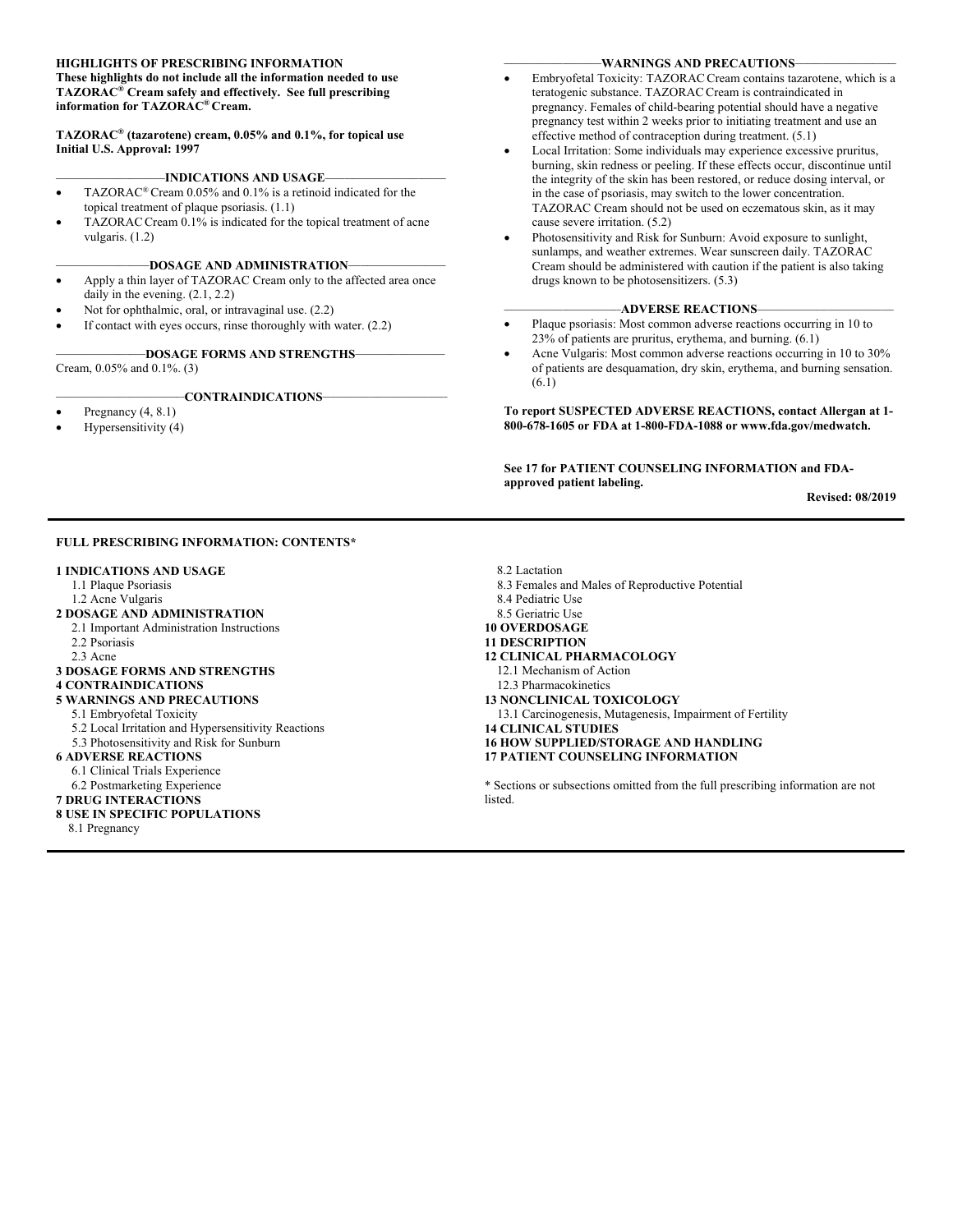**HIGHLIGHTS OF PRESCRIBING INFORMATION**
**These highlights do not include all the information needed to use TAZORAC® Cream safely and effectively. See full prescribing information for TAZORAC® Cream.**

**TAZORAC® (tazarotene) cream, 0.05% and 0.1%, for topical use**
**Initial U.S. Approval: 1997**

## INDICATIONS AND USAGE

- TAZORAC® Cream 0.05% and 0.1% is a retinoid indicated for the topical treatment of plaque psoriasis. (1.1)
- TAZORAC Cream 0.1% is indicated for the topical treatment of acne vulgaris. (1.2)

## DOSAGE AND ADMINISTRATION

- Apply a thin layer of TAZORAC Cream only to the affected area once daily in the evening. (2.1, 2.2)
- Not for ophthalmic, oral, or intravaginal use. (2.2)
- If contact with eyes occurs, rinse thoroughly with water. (2.2)

## DOSAGE FORMS AND STRENGTHS

Cream, 0.05% and 0.1%. (3)

## CONTRAINDICATIONS

- Pregnancy (4, 8.1)
- Hypersensitivity (4)

## WARNINGS AND PRECAUTIONS

- Embryofetal Toxicity: TAZORAC Cream contains tazarotene, which is a teratogenic substance. TAZORAC Cream is contraindicated in pregnancy. Females of child-bearing potential should have a negative pregnancy test within 2 weeks prior to initiating treatment and use an effective method of contraception during treatment. (5.1)
- Local Irritation: Some individuals may experience excessive pruritus, burning, skin redness or peeling. If these effects occur, discontinue until the integrity of the skin has been restored, or reduce dosing interval, or in the case of psoriasis, may switch to the lower concentration. TAZORAC Cream should not be used on eczematous skin, as it may cause severe irritation. (5.2)
- Photosensitivity and Risk for Sunburn: Avoid exposure to sunlight, sunlamps, and weather extremes. Wear sunscreen daily. TAZORAC Cream should be administered with caution if the patient is also taking drugs known to be photosensitizers. (5.3)

## ADVERSE REACTIONS

- Plaque psoriasis: Most common adverse reactions occurring in 10 to 23% of patients are pruritus, erythema, and burning. (6.1)
- Acne Vulgaris: Most common adverse reactions occurring in 10 to 30% of patients are desquamation, dry skin, erythema, and burning sensation. (6.1)

**To report SUSPECTED ADVERSE REACTIONS, contact Allergan at 1-800-678-1605 or FDA at 1-800-FDA-1088 or www.fda.gov/medwatch.**

**See 17 for PATIENT COUNSELING INFORMATION and FDA-approved patient labeling.**

**Revised: 08/2019**

---

## FULL PRESCRIBING INFORMATION: CONTENTS*

**1 INDICATIONS AND USAGE**
- 1.1 Plaque Psoriasis
- 1.2 Acne Vulgaris

**2 DOSAGE AND ADMINISTRATION**
- 2.1 Important Administration Instructions
- 2.2 Psoriasis
- 2.3 Acne

**3 DOSAGE FORMS AND STRENGTHS**

**4 CONTRAINDICATIONS**

**5 WARNINGS AND PRECAUTIONS**
- 5.1 Embryofetal Toxicity
- 5.2 Local Irritation and Hypersensitivity Reactions
- 5.3 Photosensitivity and Risk for Sunburn

**6 ADVERSE REACTIONS**
- 6.1 Clinical Trials Experience
- 6.2 Postmarketing Experience

**7 DRUG INTERACTIONS**

**8 USE IN SPECIFIC POPULATIONS**
- 8.1 Pregnancy
- 8.2 Lactation
- 8.3 Females and Males of Reproductive Potential
- 8.4 Pediatric Use
- 8.5 Geriatric Use

**10 OVERDOSAGE**

**11 DESCRIPTION**

**12 CLINICAL PHARMACOLOGY**
- 12.1 Mechanism of Action
- 12.3 Pharmacokinetics

**13 NONCLINICAL TOXICOLOGY**
- 13.1 Carcinogenesis, Mutagenesis, Impairment of Fertility

**14 CLINICAL STUDIES**

**16 HOW SUPPLIED/STORAGE AND HANDLING**

**17 PATIENT COUNSELING INFORMATION**

* Sections or subsections omitted from the full prescribing information are not listed.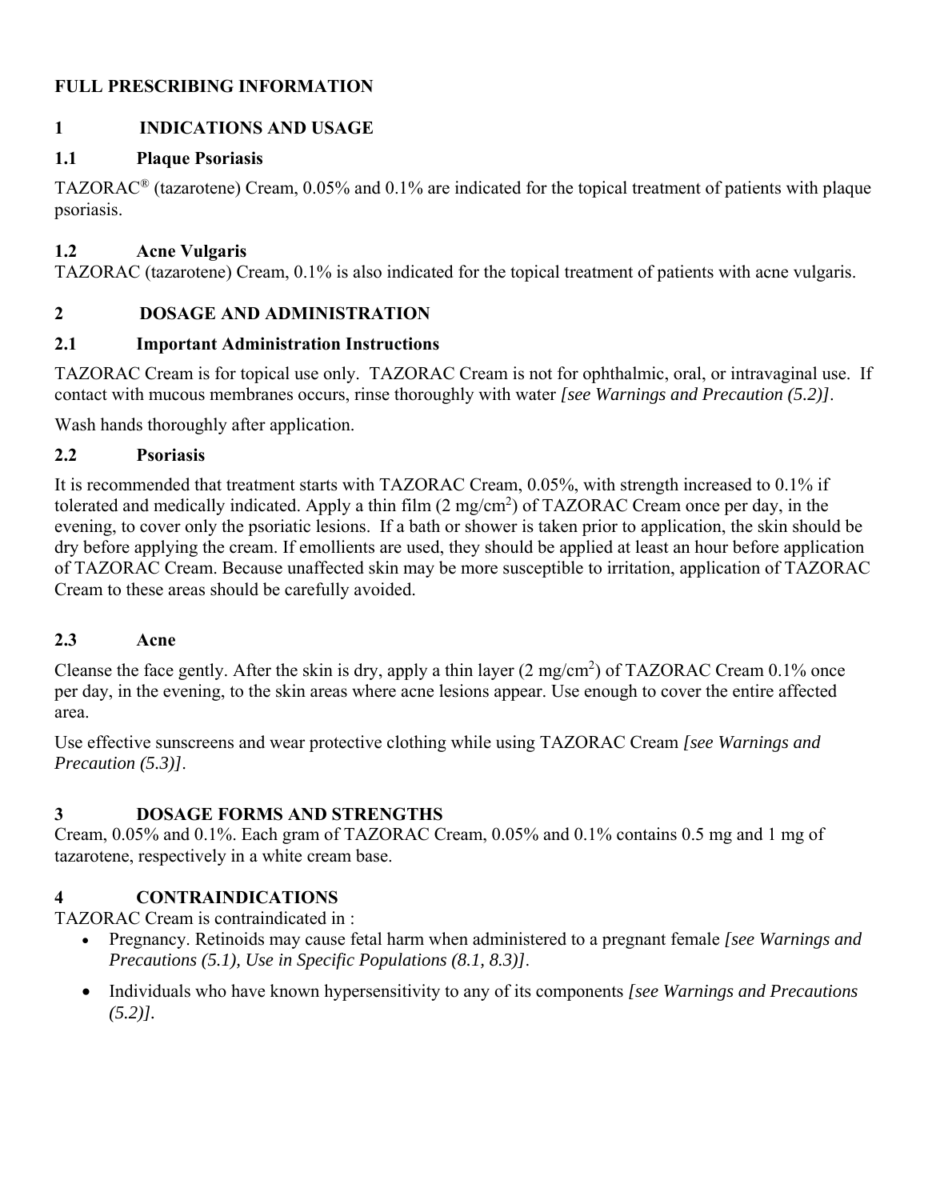# FULL PRESCRIBING INFORMATION

## 1 INDICATIONS AND USAGE

### 1.1 Plaque Psoriasis

TAZORAC® (tazarotene) Cream, 0.05% and 0.1% are indicated for the topical treatment of patients with plaque psoriasis.

### 1.2 Acne Vulgaris

TAZORAC (tazarotene) Cream, 0.1% is also indicated for the topical treatment of patients with acne vulgaris.

## 2 DOSAGE AND ADMINISTRATION

### 2.1 Important Administration Instructions

TAZORAC Cream is for topical use only. TAZORAC Cream is not for ophthalmic, oral, or intravaginal use. If contact with mucous membranes occurs, rinse thoroughly with water *[see Warnings and Precaution (5.2)]*.

Wash hands thoroughly after application.

### 2.2 Psoriasis

It is recommended that treatment starts with TAZORAC Cream, 0.05%, with strength increased to 0.1% if tolerated and medically indicated. Apply a thin film (2 $mg/cm^2$) of TAZORAC Cream once per day, in the evening, to cover only the psoriatic lesions. If a bath or shower is taken prior to application, the skin should be dry before applying the cream. If emollients are used, they should be applied at least an hour before application of TAZORAC Cream. Because unaffected skin may be more susceptible to irritation, application of TAZORAC Cream to these areas should be carefully avoided.

### 2.3 Acne

Cleanse the face gently. After the skin is dry, apply a thin layer (2 $mg/cm^2$) of TAZORAC Cream 0.1% once per day, in the evening, to the skin areas where acne lesions appear. Use enough to cover the entire affected area.

Use effective sunscreens and wear protective clothing while using TAZORAC Cream *[see Warnings and Precaution (5.3)]*.

## 3 DOSAGE FORMS AND STRENGTHS

Cream, 0.05% and 0.1%. Each gram of TAZORAC Cream, 0.05% and 0.1% contains 0.5 mg and 1 mg of tazarotene, respectively in a white cream base.

## 4 CONTRAINDICATIONS

TAZORAC Cream is contraindicated in :

- Pregnancy. Retinoids may cause fetal harm when administered to a pregnant female *[see Warnings and Precautions (5.1), Use in Specific Populations (8.1, 8.3)]*.
- Individuals who have known hypersensitivity to any of its components *[see Warnings and Precautions (5.2)]*.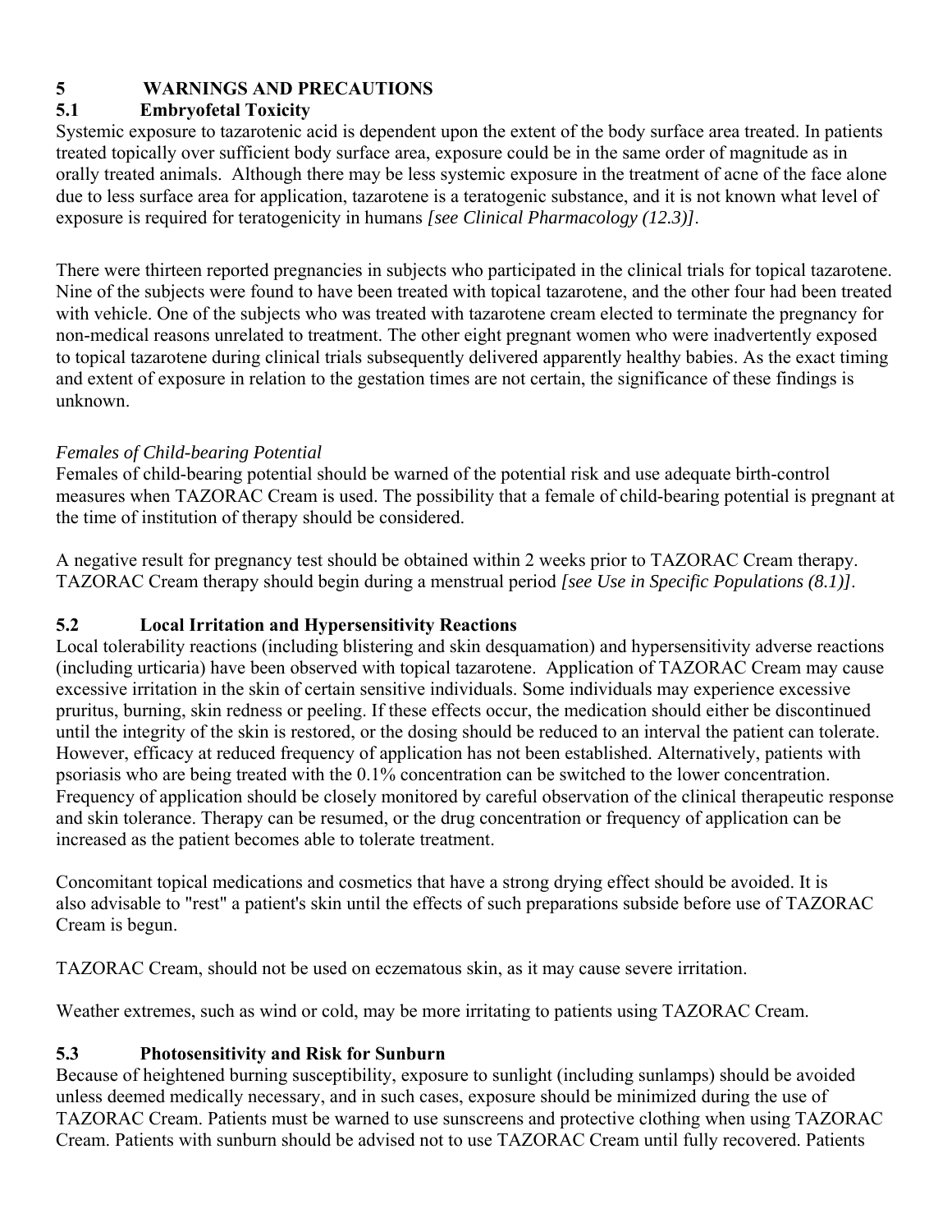## 5 WARNINGS AND PRECAUTIONS

### 5.1 Embryofetal Toxicity

Systemic exposure to tazarotenic acid is dependent upon the extent of the body surface area treated. In patients treated topically over sufficient body surface area, exposure could be in the same order of magnitude as in orally treated animals. Although there may be less systemic exposure in the treatment of acne of the face alone due to less surface area for application, tazarotene is a teratogenic substance, and it is not known what level of exposure is required for teratogenicity in humans *[see Clinical Pharmacology (12.3)]*.

There were thirteen reported pregnancies in subjects who participated in the clinical trials for topical tazarotene. Nine of the subjects were found to have been treated with topical tazarotene, and the other four had been treated with vehicle. One of the subjects who was treated with tazarotene cream elected to terminate the pregnancy for non-medical reasons unrelated to treatment. The other eight pregnant women who were inadvertently exposed to topical tazarotene during clinical trials subsequently delivered apparently healthy babies. As the exact timing and extent of exposure in relation to the gestation times are not certain, the significance of these findings is unknown.

*Females of Child-bearing Potential*

Females of child-bearing potential should be warned of the potential risk and use adequate birth-control measures when TAZORAC Cream is used. The possibility that a female of child-bearing potential is pregnant at the time of institution of therapy should be considered.

A negative result for pregnancy test should be obtained within 2 weeks prior to TAZORAC Cream therapy. TAZORAC Cream therapy should begin during a menstrual period *[see Use in Specific Populations (8.1)]*.

### 5.2 Local Irritation and Hypersensitivity Reactions

Local tolerability reactions (including blistering and skin desquamation) and hypersensitivity adverse reactions (including urticaria) have been observed with topical tazarotene. Application of TAZORAC Cream may cause excessive irritation in the skin of certain sensitive individuals. Some individuals may experience excessive pruritus, burning, skin redness or peeling. If these effects occur, the medication should either be discontinued until the integrity of the skin is restored, or the dosing should be reduced to an interval the patient can tolerate. However, efficacy at reduced frequency of application has not been established. Alternatively, patients with psoriasis who are being treated with the 0.1% concentration can be switched to the lower concentration. Frequency of application should be closely monitored by careful observation of the clinical therapeutic response and skin tolerance. Therapy can be resumed, or the drug concentration or frequency of application can be increased as the patient becomes able to tolerate treatment.

Concomitant topical medications and cosmetics that have a strong drying effect should be avoided. It is also advisable to "rest" a patient's skin until the effects of such preparations subside before use of TAZORAC Cream is begun.

TAZORAC Cream, should not be used on eczematous skin, as it may cause severe irritation.

Weather extremes, such as wind or cold, may be more irritating to patients using TAZORAC Cream.

### 5.3 Photosensitivity and Risk for Sunburn

Because of heightened burning susceptibility, exposure to sunlight (including sunlamps) should be avoided unless deemed medically necessary, and in such cases, exposure should be minimized during the use of TAZORAC Cream. Patients must be warned to use sunscreens and protective clothing when using TAZORAC Cream. Patients with sunburn should be advised not to use TAZORAC Cream until fully recovered. Patients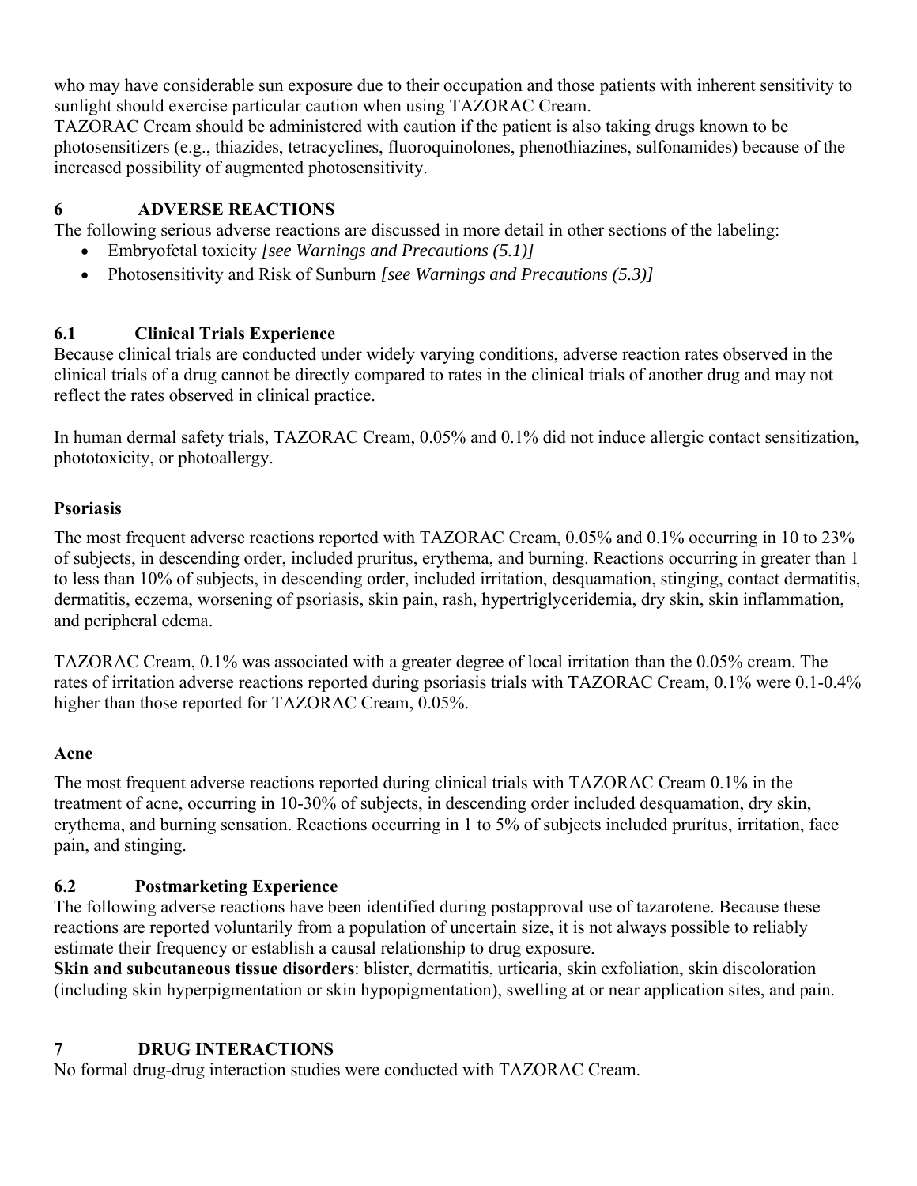who may have considerable sun exposure due to their occupation and those patients with inherent sensitivity to sunlight should exercise particular caution when using TAZORAC Cream.

TAZORAC Cream should be administered with caution if the patient is also taking drugs known to be photosensitizers (e.g., thiazides, tetracyclines, fluoroquinolones, phenothiazines, sulfonamides) because of the increased possibility of augmented photosensitivity.

## 6 ADVERSE REACTIONS

The following serious adverse reactions are discussed in more detail in other sections of the labeling:

- Embryofetal toxicity *[see Warnings and Precautions (5.1)]*
- Photosensitivity and Risk of Sunburn *[see Warnings and Precautions (5.3)]*

### 6.1 Clinical Trials Experience

Because clinical trials are conducted under widely varying conditions, adverse reaction rates observed in the clinical trials of a drug cannot be directly compared to rates in the clinical trials of another drug and may not reflect the rates observed in clinical practice.

In human dermal safety trials, TAZORAC Cream, 0.05% and 0.1% did not induce allergic contact sensitization, phototoxicity, or photoallergy.

**Psoriasis**

The most frequent adverse reactions reported with TAZORAC Cream, 0.05% and 0.1% occurring in 10 to 23% of subjects, in descending order, included pruritus, erythema, and burning. Reactions occurring in greater than 1 to less than 10% of subjects, in descending order, included irritation, desquamation, stinging, contact dermatitis, dermatitis, eczema, worsening of psoriasis, skin pain, rash, hypertriglyceridemia, dry skin, skin inflammation, and peripheral edema.

TAZORAC Cream, 0.1% was associated with a greater degree of local irritation than the 0.05% cream. The rates of irritation adverse reactions reported during psoriasis trials with TAZORAC Cream, 0.1% were 0.1-0.4% higher than those reported for TAZORAC Cream, 0.05%.

**Acne**

The most frequent adverse reactions reported during clinical trials with TAZORAC Cream 0.1% in the treatment of acne, occurring in 10-30% of subjects, in descending order included desquamation, dry skin, erythema, and burning sensation. Reactions occurring in 1 to 5% of subjects included pruritus, irritation, face pain, and stinging.

### 6.2 Postmarketing Experience

The following adverse reactions have been identified during postapproval use of tazarotene. Because these reactions are reported voluntarily from a population of uncertain size, it is not always possible to reliably estimate their frequency or establish a causal relationship to drug exposure.

**Skin and subcutaneous tissue disorders**: blister, dermatitis, urticaria, skin exfoliation, skin discoloration (including skin hyperpigmentation or skin hypopigmentation), swelling at or near application sites, and pain.

## 7 DRUG INTERACTIONS

No formal drug-drug interaction studies were conducted with TAZORAC Cream.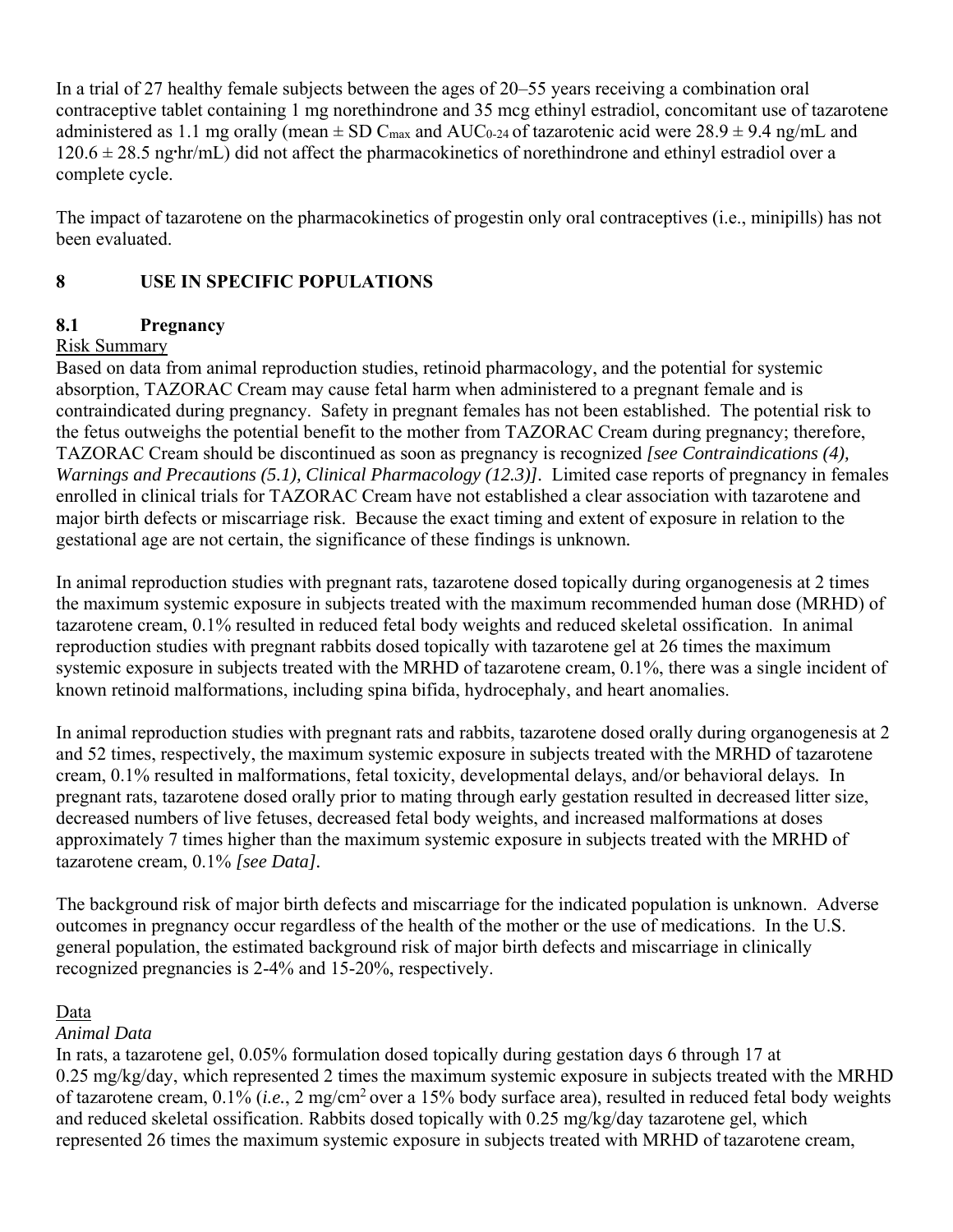In a trial of 27 healthy female subjects between the ages of 20–55 years receiving a combination oral contraceptive tablet containing 1 mg norethindrone and 35 mcg ethinyl estradiol, concomitant use of tazarotene administered as 1.1 mg orally (mean ± SD $C_{max}$ and $AUC_{0\text{-}24}$ of tazarotenic acid were 28.9 ± 9.4 ng/mL and 120.6 ± 28.5 ng•hr/mL) did not affect the pharmacokinetics of norethindrone and ethinyl estradiol over a complete cycle.

The impact of tazarotene on the pharmacokinetics of progestin only oral contraceptives (i.e., minipills) has not been evaluated.

## 8 USE IN SPECIFIC POPULATIONS

### 8.1 Pregnancy

Risk Summary

Based on data from animal reproduction studies, retinoid pharmacology, and the potential for systemic absorption, TAZORAC Cream may cause fetal harm when administered to a pregnant female and is contraindicated during pregnancy. Safety in pregnant females has not been established. The potential risk to the fetus outweighs the potential benefit to the mother from TAZORAC Cream during pregnancy; therefore, TAZORAC Cream should be discontinued as soon as pregnancy is recognized *[see Contraindications (4), Warnings and Precautions (5.1), Clinical Pharmacology (12.3)]*. Limited case reports of pregnancy in females enrolled in clinical trials for TAZORAC Cream have not established a clear association with tazarotene and major birth defects or miscarriage risk. Because the exact timing and extent of exposure in relation to the gestational age are not certain, the significance of these findings is unknown.

In animal reproduction studies with pregnant rats, tazarotene dosed topically during organogenesis at 2 times the maximum systemic exposure in subjects treated with the maximum recommended human dose (MRHD) of tazarotene cream, 0.1% resulted in reduced fetal body weights and reduced skeletal ossification. In animal reproduction studies with pregnant rabbits dosed topically with tazarotene gel at 26 times the maximum systemic exposure in subjects treated with the MRHD of tazarotene cream, 0.1%, there was a single incident of known retinoid malformations, including spina bifida, hydrocephaly, and heart anomalies.

In animal reproduction studies with pregnant rats and rabbits, tazarotene dosed orally during organogenesis at 2 and 52 times, respectively, the maximum systemic exposure in subjects treated with the MRHD of tazarotene cream, 0.1% resulted in malformations, fetal toxicity, developmental delays, and/or behavioral delays. In pregnant rats, tazarotene dosed orally prior to mating through early gestation resulted in decreased litter size, decreased numbers of live fetuses, decreased fetal body weights, and increased malformations at doses approximately 7 times higher than the maximum systemic exposure in subjects treated with the MRHD of tazarotene cream, 0.1% *[see Data]*.

The background risk of major birth defects and miscarriage for the indicated population is unknown. Adverse outcomes in pregnancy occur regardless of the health of the mother or the use of medications. In the U.S. general population, the estimated background risk of major birth defects and miscarriage in clinically recognized pregnancies is 2-4% and 15-20%, respectively.

Data

*Animal Data*

In rats, a tazarotene gel, 0.05% formulation dosed topically during gestation days 6 through 17 at 0.25 mg/kg/day, which represented 2 times the maximum systemic exposure in subjects treated with the MRHD of tazarotene cream, 0.1% (*i.e.*, 2 $mg/cm^2$ over a 15% body surface area), resulted in reduced fetal body weights and reduced skeletal ossification. Rabbits dosed topically with 0.25 mg/kg/day tazarotene gel, which represented 26 times the maximum systemic exposure in subjects treated with MRHD of tazarotene cream,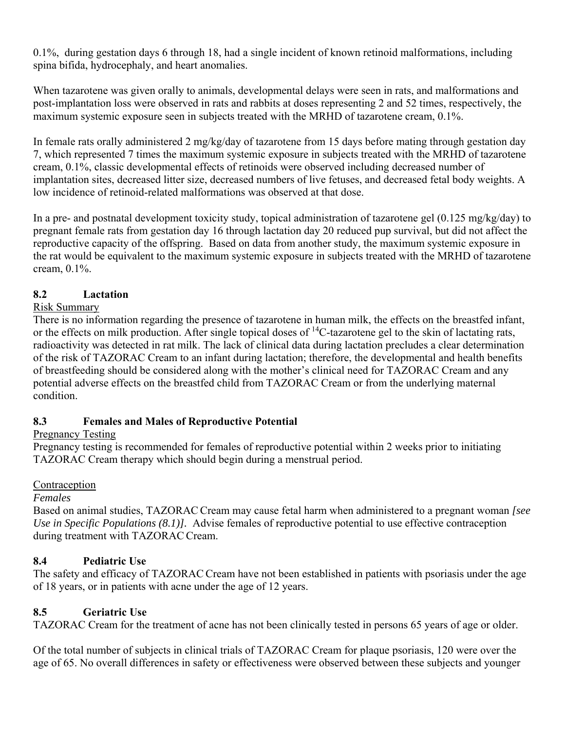0.1%, during gestation days 6 through 18, had a single incident of known retinoid malformations, including spina bifida, hydrocephaly, and heart anomalies.

When tazarotene was given orally to animals, developmental delays were seen in rats, and malformations and post-implantation loss were observed in rats and rabbits at doses representing 2 and 52 times, respectively, the maximum systemic exposure seen in subjects treated with the MRHD of tazarotene cream, 0.1%.

In female rats orally administered 2 mg/kg/day of tazarotene from 15 days before mating through gestation day 7, which represented 7 times the maximum systemic exposure in subjects treated with the MRHD of tazarotene cream, 0.1%, classic developmental effects of retinoids were observed including decreased number of implantation sites, decreased litter size, decreased numbers of live fetuses, and decreased fetal body weights. A low incidence of retinoid-related malformations was observed at that dose.

In a pre- and postnatal development toxicity study, topical administration of tazarotene gel (0.125 mg/kg/day) to pregnant female rats from gestation day 16 through lactation day 20 reduced pup survival, but did not affect the reproductive capacity of the offspring. Based on data from another study, the maximum systemic exposure in the rat would be equivalent to the maximum systemic exposure in subjects treated with the MRHD of tazarotene cream, 0.1%.

## 8.2 Lactation

Risk Summary

There is no information regarding the presence of tazarotene in human milk, the effects on the breastfed infant, or the effects on milk production. After single topical doses of $^{14}C$-tazarotene gel to the skin of lactating rats, radioactivity was detected in rat milk. The lack of clinical data during lactation precludes a clear determination of the risk of TAZORAC Cream to an infant during lactation; therefore, the developmental and health benefits of breastfeeding should be considered along with the mother's clinical need for TAZORAC Cream and any potential adverse effects on the breastfed child from TAZORAC Cream or from the underlying maternal condition.

## 8.3 Females and Males of Reproductive Potential

Pregnancy Testing

Pregnancy testing is recommended for females of reproductive potential within 2 weeks prior to initiating TAZORAC Cream therapy which should begin during a menstrual period.

Contraception

*Females*

Based on animal studies, TAZORAC Cream may cause fetal harm when administered to a pregnant woman *[see Use in Specific Populations (8.1)].* Advise females of reproductive potential to use effective contraception during treatment with TAZORAC Cream.

## 8.4 Pediatric Use

The safety and efficacy of TAZORAC Cream have not been established in patients with psoriasis under the age of 18 years, or in patients with acne under the age of 12 years.

## 8.5 Geriatric Use

TAZORAC Cream for the treatment of acne has not been clinically tested in persons 65 years of age or older.

Of the total number of subjects in clinical trials of TAZORAC Cream for plaque psoriasis, 120 were over the age of 65. No overall differences in safety or effectiveness were observed between these subjects and younger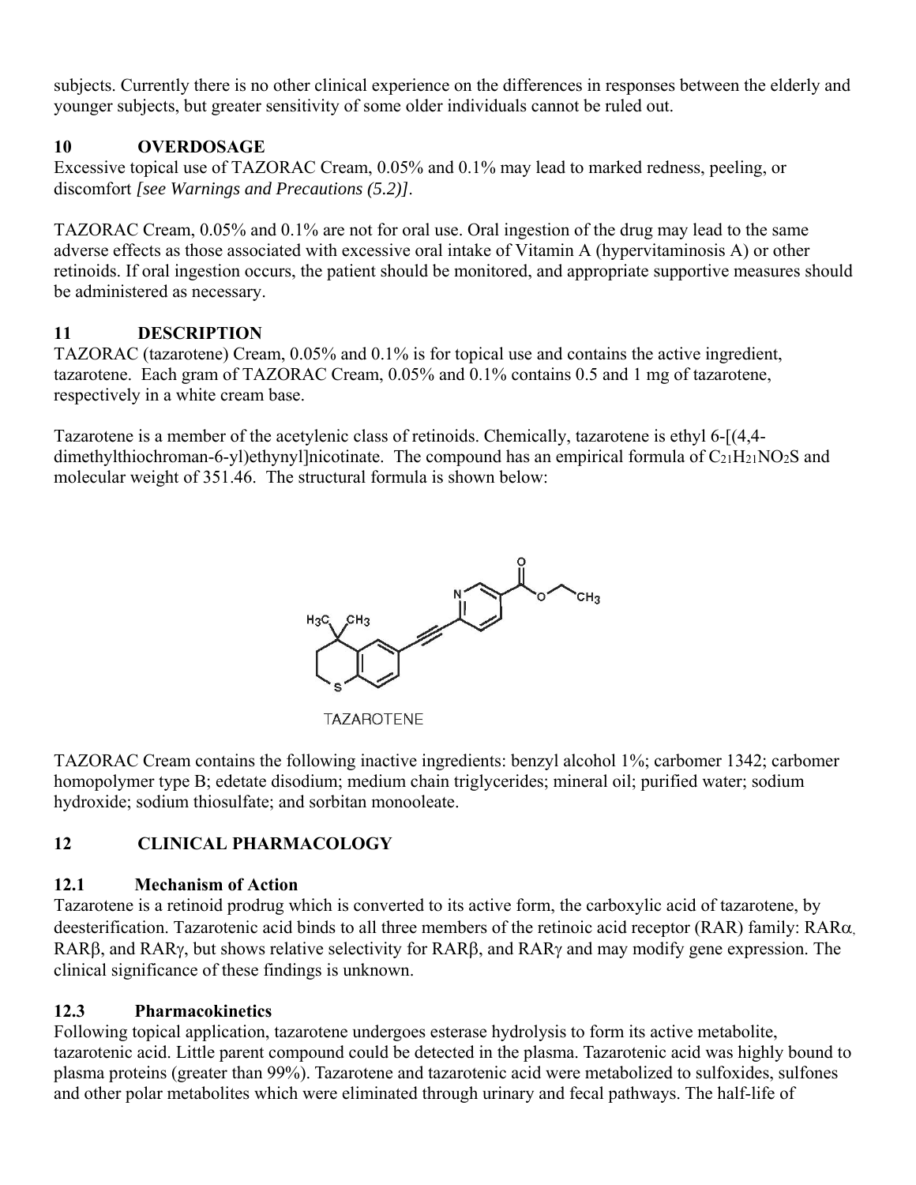subjects. Currently there is no other clinical experience on the differences in responses between the elderly and younger subjects, but greater sensitivity of some older individuals cannot be ruled out.

## 10 OVERDOSAGE

Excessive topical use of TAZORAC Cream, 0.05% and 0.1% may lead to marked redness, peeling, or discomfort *[see Warnings and Precautions (5.2)]*.

TAZORAC Cream, 0.05% and 0.1% are not for oral use. Oral ingestion of the drug may lead to the same adverse effects as those associated with excessive oral intake of Vitamin A (hypervitaminosis A) or other retinoids. If oral ingestion occurs, the patient should be monitored, and appropriate supportive measures should be administered as necessary.

## 11 DESCRIPTION

TAZORAC (tazarotene) Cream, 0.05% and 0.1% is for topical use and contains the active ingredient, tazarotene. Each gram of TAZORAC Cream, 0.05% and 0.1% contains 0.5 and 1 mg of tazarotene, respectively in a white cream base.

Tazarotene is a member of the acetylenic class of retinoids. Chemically, tazarotene is ethyl 6-[(4,4-dimethylthiochroman-6-yl)ethynyl]nicotinate. The compound has an empirical formula of $C_{21}H_{21}NO_2S$ and molecular weight of 351.46. The structural formula is shown below:

TAZAROTENE

TAZORAC Cream contains the following inactive ingredients: benzyl alcohol 1%; carbomer 1342; carbomer homopolymer type B; edetate disodium; medium chain triglycerides; mineral oil; purified water; sodium hydroxide; sodium thiosulfate; and sorbitan monooleate.

## 12 CLINICAL PHARMACOLOGY

### 12.1 Mechanism of Action

Tazarotene is a retinoid prodrug which is converted to its active form, the carboxylic acid of tazarotene, by deesterification. Tazarotenic acid binds to all three members of the retinoic acid receptor (RAR) family: RARα, RARβ, and RARγ, but shows relative selectivity for RARβ, and RARγ and may modify gene expression. The clinical significance of these findings is unknown.

### 12.3 Pharmacokinetics

Following topical application, tazarotene undergoes esterase hydrolysis to form its active metabolite, tazarotenic acid. Little parent compound could be detected in the plasma. Tazarotenic acid was highly bound to plasma proteins (greater than 99%). Tazarotene and tazarotenic acid were metabolized to sulfoxides, sulfones and other polar metabolites which were eliminated through urinary and fecal pathways. The half-life of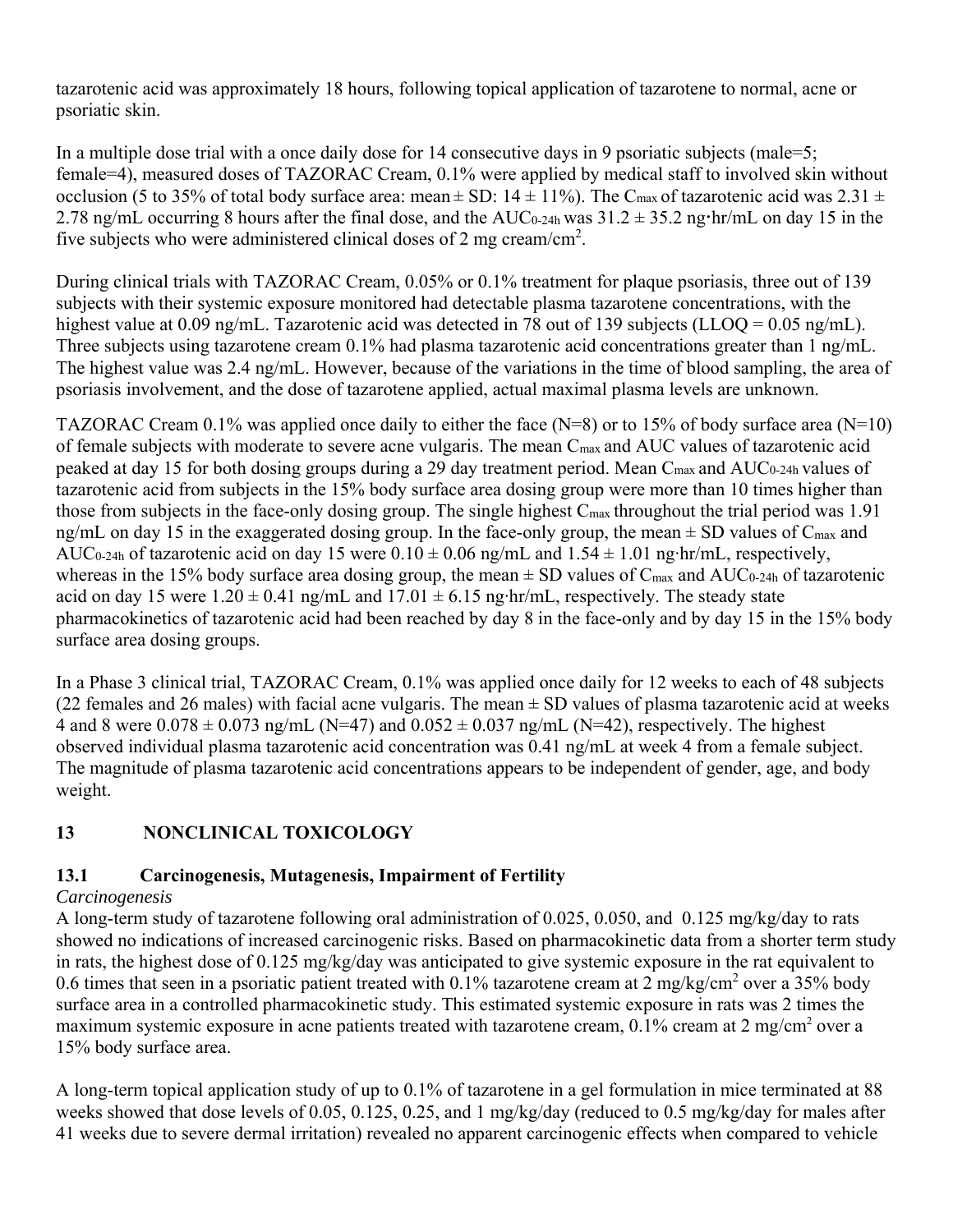tazarotenic acid was approximately 18 hours, following topical application of tazarotene to normal, acne or psoriatic skin.

In a multiple dose trial with a once daily dose for 14 consecutive days in 9 psoriatic subjects (male=5; female=4), measured doses of TAZORAC Cream, 0.1% were applied by medical staff to involved skin without occlusion (5 to 35% of total body surface area: mean ± SD: 14 ± 11%). The $C_{max}$ of tazarotenic acid was 2.31 ± 2.78 ng/mL occurring 8 hours after the final dose, and the $AUC_{0\text{-}24h}$ was 31.2 ± 35.2 ng·hr/mL on day 15 in the five subjects who were administered clinical doses of 2 mg cream/cm$^2$.

During clinical trials with TAZORAC Cream, 0.05% or 0.1% treatment for plaque psoriasis, three out of 139 subjects with their systemic exposure monitored had detectable plasma tazarotene concentrations, with the highest value at 0.09 ng/mL. Tazarotenic acid was detected in 78 out of 139 subjects (LLOQ = 0.05 ng/mL). Three subjects using tazarotene cream 0.1% had plasma tazarotenic acid concentrations greater than 1 ng/mL. The highest value was 2.4 ng/mL. However, because of the variations in the time of blood sampling, the area of psoriasis involvement, and the dose of tazarotene applied, actual maximal plasma levels are unknown.

TAZORAC Cream 0.1% was applied once daily to either the face (N=8) or to 15% of body surface area (N=10) of female subjects with moderate to severe acne vulgaris. The mean $C_{max}$ and AUC values of tazarotenic acid peaked at day 15 for both dosing groups during a 29 day treatment period. Mean $C_{max}$ and $AUC_{0\text{-}24h}$ values of tazarotenic acid from subjects in the 15% body surface area dosing group were more than 10 times higher than those from subjects in the face-only dosing group. The single highest $C_{max}$ throughout the trial period was 1.91 ng/mL on day 15 in the exaggerated dosing group. In the face-only group, the mean ± SD values of $C_{max}$ and $AUC_{0\text{-}24h}$ of tazarotenic acid on day 15 were 0.10 ± 0.06 ng/mL and 1.54 ± 1.01 ng·hr/mL, respectively, whereas in the 15% body surface area dosing group, the mean ± SD values of $C_{max}$ and $AUC_{0\text{-}24h}$ of tazarotenic acid on day 15 were 1.20 ± 0.41 ng/mL and 17.01 ± 6.15 ng·hr/mL, respectively. The steady state pharmacokinetics of tazarotenic acid had been reached by day 8 in the face-only and by day 15 in the 15% body surface area dosing groups.

In a Phase 3 clinical trial, TAZORAC Cream, 0.1% was applied once daily for 12 weeks to each of 48 subjects (22 females and 26 males) with facial acne vulgaris. The mean ± SD values of plasma tazarotenic acid at weeks 4 and 8 were 0.078 ± 0.073 ng/mL (N=47) and 0.052 ± 0.037 ng/mL (N=42), respectively. The highest observed individual plasma tazarotenic acid concentration was 0.41 ng/mL at week 4 from a female subject. The magnitude of plasma tazarotenic acid concentrations appears to be independent of gender, age, and body weight.

## 13 NONCLINICAL TOXICOLOGY

### 13.1 Carcinogenesis, Mutagenesis, Impairment of Fertility

*Carcinogenesis*

A long-term study of tazarotene following oral administration of 0.025, 0.050, and 0.125 mg/kg/day to rats showed no indications of increased carcinogenic risks. Based on pharmacokinetic data from a shorter term study in rats, the highest dose of 0.125 mg/kg/day was anticipated to give systemic exposure in the rat equivalent to 0.6 times that seen in a psoriatic patient treated with 0.1% tazarotene cream at 2 mg/kg/cm$^2$ over a 35% body surface area in a controlled pharmacokinetic study. This estimated systemic exposure in rats was 2 times the maximum systemic exposure in acne patients treated with tazarotene cream, 0.1% cream at 2 mg/cm$^2$ over a 15% body surface area.

A long-term topical application study of up to 0.1% of tazarotene in a gel formulation in mice terminated at 88 weeks showed that dose levels of 0.05, 0.125, 0.25, and 1 mg/kg/day (reduced to 0.5 mg/kg/day for males after 41 weeks due to severe dermal irritation) revealed no apparent carcinogenic effects when compared to vehicle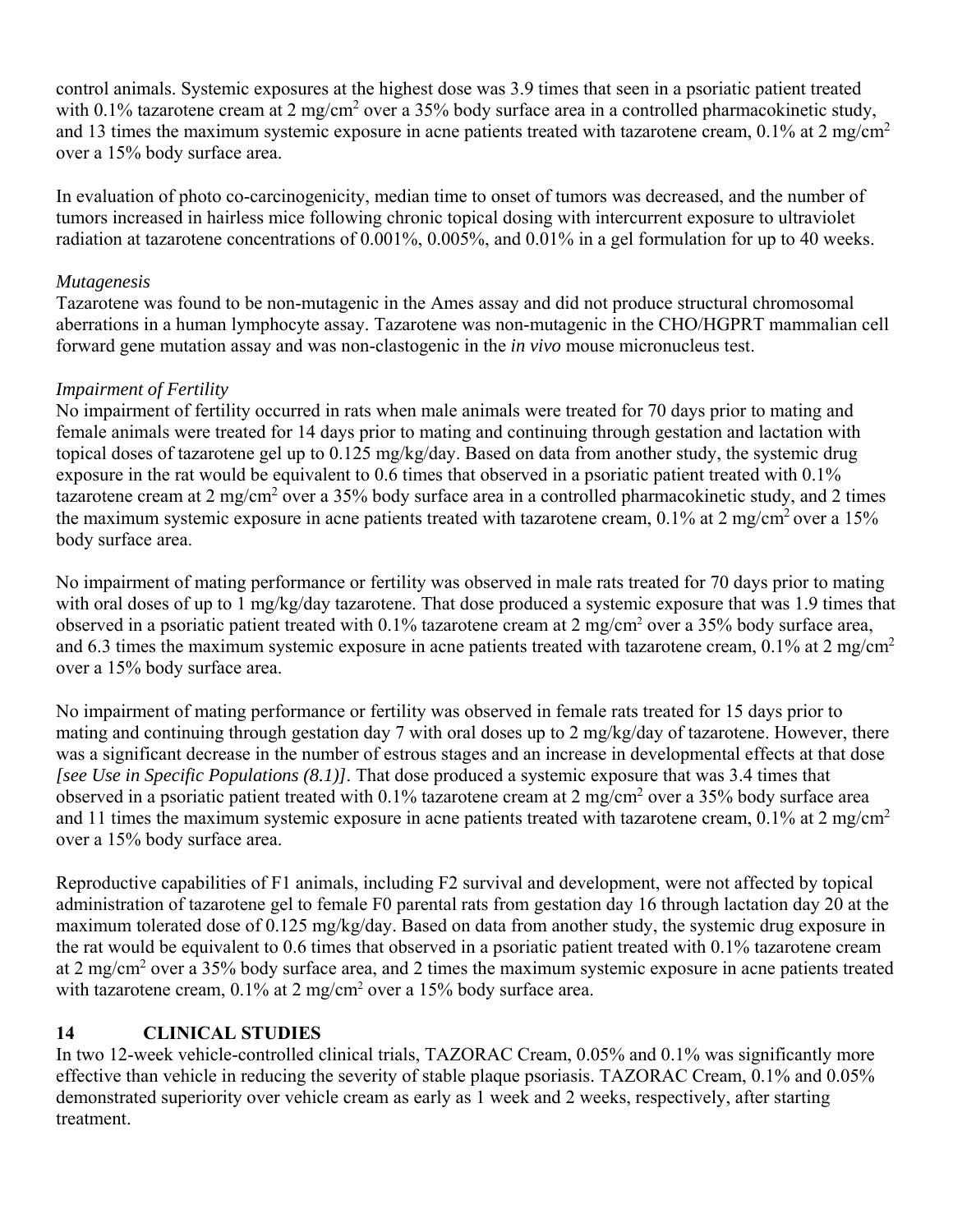control animals. Systemic exposures at the highest dose was 3.9 times that seen in a psoriatic patient treated with 0.1% tazarotene cream at 2 mg/cm$^2$ over a 35% body surface area in a controlled pharmacokinetic study, and 13 times the maximum systemic exposure in acne patients treated with tazarotene cream, 0.1% at 2 mg/cm$^2$ over a 15% body surface area.

In evaluation of photo co-carcinogenicity, median time to onset of tumors was decreased, and the number of tumors increased in hairless mice following chronic topical dosing with intercurrent exposure to ultraviolet radiation at tazarotene concentrations of 0.001%, 0.005%, and 0.01% in a gel formulation for up to 40 weeks.

*Mutagenesis*

Tazarotene was found to be non-mutagenic in the Ames assay and did not produce structural chromosomal aberrations in a human lymphocyte assay. Tazarotene was non-mutagenic in the CHO/HGPRT mammalian cell forward gene mutation assay and was non-clastogenic in the *in vivo* mouse micronucleus test.

*Impairment of Fertility*

No impairment of fertility occurred in rats when male animals were treated for 70 days prior to mating and female animals were treated for 14 days prior to mating and continuing through gestation and lactation with topical doses of tazarotene gel up to 0.125 mg/kg/day. Based on data from another study, the systemic drug exposure in the rat would be equivalent to 0.6 times that observed in a psoriatic patient treated with 0.1% tazarotene cream at 2 mg/cm$^2$ over a 35% body surface area in a controlled pharmacokinetic study, and 2 times the maximum systemic exposure in acne patients treated with tazarotene cream, 0.1% at 2 mg/cm$^2$ over a 15% body surface area.

No impairment of mating performance or fertility was observed in male rats treated for 70 days prior to mating with oral doses of up to 1 mg/kg/day tazarotene. That dose produced a systemic exposure that was 1.9 times that observed in a psoriatic patient treated with 0.1% tazarotene cream at 2 mg/cm$^2$ over a 35% body surface area, and 6.3 times the maximum systemic exposure in acne patients treated with tazarotene cream, 0.1% at 2 mg/cm$^2$ over a 15% body surface area.

No impairment of mating performance or fertility was observed in female rats treated for 15 days prior to mating and continuing through gestation day 7 with oral doses up to 2 mg/kg/day of tazarotene. However, there was a significant decrease in the number of estrous stages and an increase in developmental effects at that dose *[see Use in Specific Populations (8.1)]*. That dose produced a systemic exposure that was 3.4 times that observed in a psoriatic patient treated with 0.1% tazarotene cream at 2 mg/cm$^2$ over a 35% body surface area and 11 times the maximum systemic exposure in acne patients treated with tazarotene cream, 0.1% at 2 mg/cm$^2$ over a 15% body surface area.

Reproductive capabilities of F1 animals, including F2 survival and development, were not affected by topical administration of tazarotene gel to female F0 parental rats from gestation day 16 through lactation day 20 at the maximum tolerated dose of 0.125 mg/kg/day. Based on data from another study, the systemic drug exposure in the rat would be equivalent to 0.6 times that observed in a psoriatic patient treated with 0.1% tazarotene cream at 2 mg/cm$^2$ over a 35% body surface area, and 2 times the maximum systemic exposure in acne patients treated with tazarotene cream, 0.1% at 2 mg/cm$^2$ over a 15% body surface area.

## 14 CLINICAL STUDIES

In two 12-week vehicle-controlled clinical trials, TAZORAC Cream, 0.05% and 0.1% was significantly more effective than vehicle in reducing the severity of stable plaque psoriasis. TAZORAC Cream, 0.1% and 0.05% demonstrated superiority over vehicle cream as early as 1 week and 2 weeks, respectively, after starting treatment.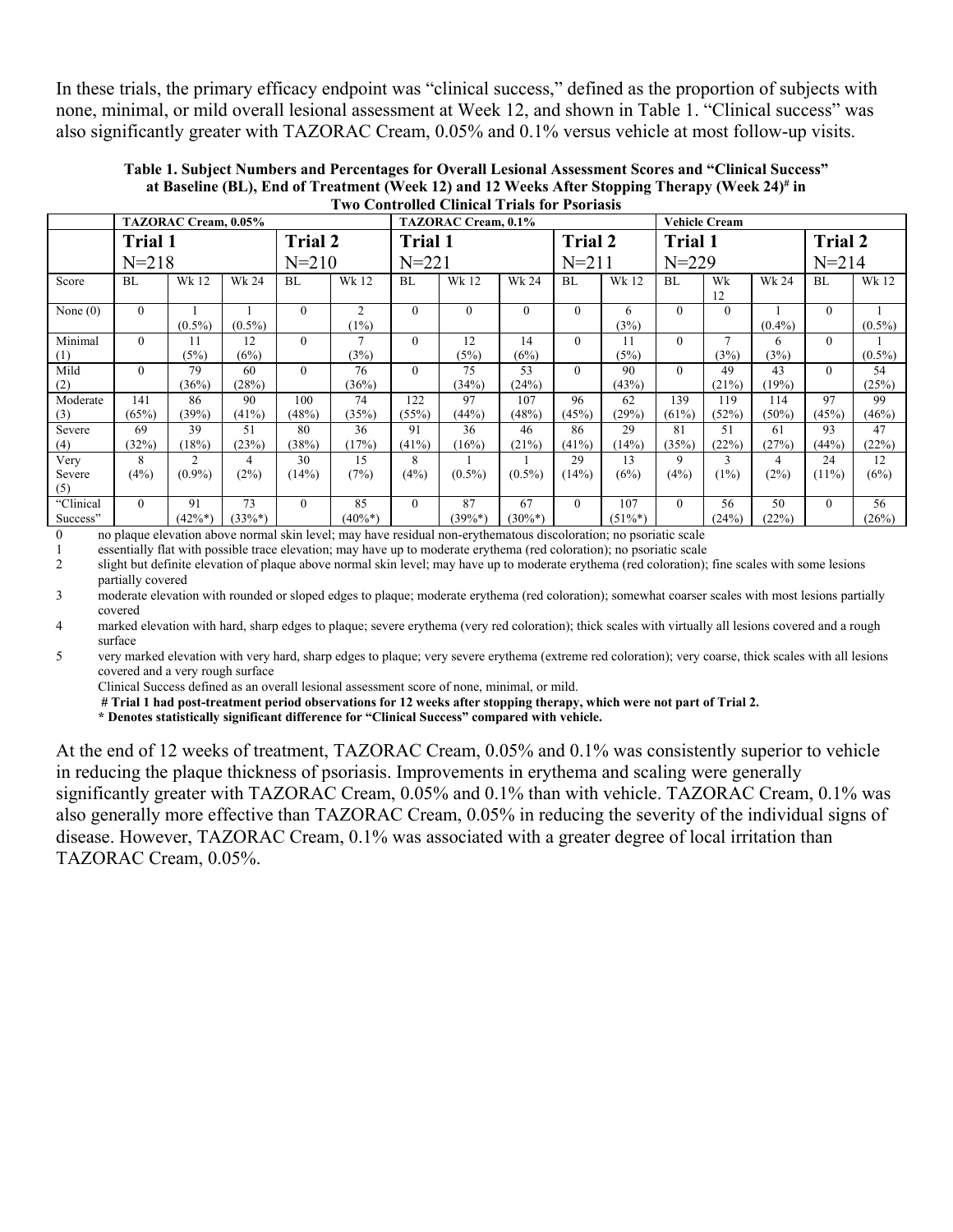In these trials, the primary efficacy endpoint was "clinical success," defined as the proportion of subjects with none, minimal, or mild overall lesional assessment at Week 12, and shown in Table 1. "Clinical success" was also significantly greater with TAZORAC Cream, 0.05% and 0.1% versus vehicle at most follow-up visits.

**Table 1. Subject Numbers and Percentages for Overall Lesional Assessment Scores and "Clinical Success" at Baseline (BL), End of Treatment (Week 12) and 12 Weeks After Stopping Therapy (Week 24)# in Two Controlled Clinical Trials for Psoriasis**

| | TAZORAC Cream, 0.05% | | | | | TAZORAC Cream, 0.1% | | | | | Vehicle Cream | | | | |
|---|---|---|---|---|---|---|---|---|---|---|---|---|---|---|---|
| | Trial 1 N=218 | | | Trial 2 N=210 | | Trial 1 N=221 | | | Trial 2 N=211 | | Trial 1 N=229 | | | Trial 2 N=214 | |
| Score | BL | Wk 12 | Wk 24 | BL | Wk 12 | BL | Wk 12 | Wk 24 | BL | Wk 12 | BL | Wk 12 | Wk 24 | BL | Wk 12 |
| None (0) | 0 | 1 (0.5%) | 1 (0.5%) | 0 | 2 (1%) | 0 | 0 | 0 | 0 | 6 (3%) | 0 | 0 | 1 (0.4%) | 0 | 1 (0.5%) |
| Minimal (1) | 0 | 11 (5%) | 12 (6%) | 0 | 7 (3%) | 0 | 12 (5%) | 14 (6%) | 0 | 11 (5%) | 0 | 7 (3%) | 6 (3%) | 0 | 1 (0.5%) |
| Mild (2) | 0 | 79 (36%) | 60 (28%) | 0 | 76 (36%) | 0 | 75 (34%) | 53 (24%) | 0 | 90 (43%) | 0 | 49 (21%) | 43 (19%) | 0 | 54 (25%) |
| Moderate (3) | 141 (65%) | 86 (39%) | 90 (41%) | 100 (48%) | 74 (35%) | 122 (55%) | 97 (44%) | 107 (48%) | 96 (45%) | 62 (29%) | 139 (61%) | 119 (52%) | 114 (50%) | 97 (45%) | 99 (46%) |
| Severe (4) | 69 (32%) | 39 (18%) | 51 (23%) | 80 (38%) | 36 (17%) | 91 (41%) | 36 (16%) | 46 (21%) | 86 (41%) | 29 (14%) | 81 (35%) | 51 (22%) | 61 (27%) | 93 (44%) | 47 (22%) |
| Very Severe (5) | 8 (4%) | 2 (0.9%) | 4 (2%) | 30 (14%) | 15 (7%) | 8 (4%) | 1 (0.5%) | 1 (0.5%) | 29 (14%) | 13 (6%) | 9 (4%) | 3 (1%) | 4 (2%) | 24 (11%) | 12 (6%) |
| "Clinical Success" | 0 | 91 (42%*) | 73 (33%*) | 0 | 85 (40%*) | 0 | 87 (39%*) | 67 (30%*) | 0 | 107 (51%*) | 0 | 56 (24%) | 50 (22%) | 0 | 56 (26%) |

0 no plaque elevation above normal skin level; may have residual non-erythematous discoloration; no psoriatic scale
1 essentially flat with possible trace elevation; may have up to moderate erythema (red coloration); no psoriatic scale
2 slight but definite elevation of plaque above normal skin level; may have up to moderate erythema (red coloration); fine scales with some lesions partially covered
3 moderate elevation with rounded or sloped edges to plaque; moderate erythema (red coloration); somewhat coarser scales with most lesions partially covered
4 marked elevation with hard, sharp edges to plaque; severe erythema (very red coloration); thick scales with virtually all lesions covered and a rough surface
5 very marked elevation with very hard, sharp edges to plaque; very severe erythema (extreme red coloration); very coarse, thick scales with all lesions covered and a very rough surface

Clinical Success defined as an overall lesional assessment score of none, minimal, or mild.

**# Trial 1 had post-treatment period observations for 12 weeks after stopping therapy, which were not part of Trial 2.**

**\* Denotes statistically significant difference for "Clinical Success" compared with vehicle.**

At the end of 12 weeks of treatment, TAZORAC Cream, 0.05% and 0.1% was consistently superior to vehicle in reducing the plaque thickness of psoriasis. Improvements in erythema and scaling were generally significantly greater with TAZORAC Cream, 0.05% and 0.1% than with vehicle. TAZORAC Cream, 0.1% was also generally more effective than TAZORAC Cream, 0.05% in reducing the severity of the individual signs of disease. However, TAZORAC Cream, 0.1% was associated with a greater degree of local irritation than TAZORAC Cream, 0.05%.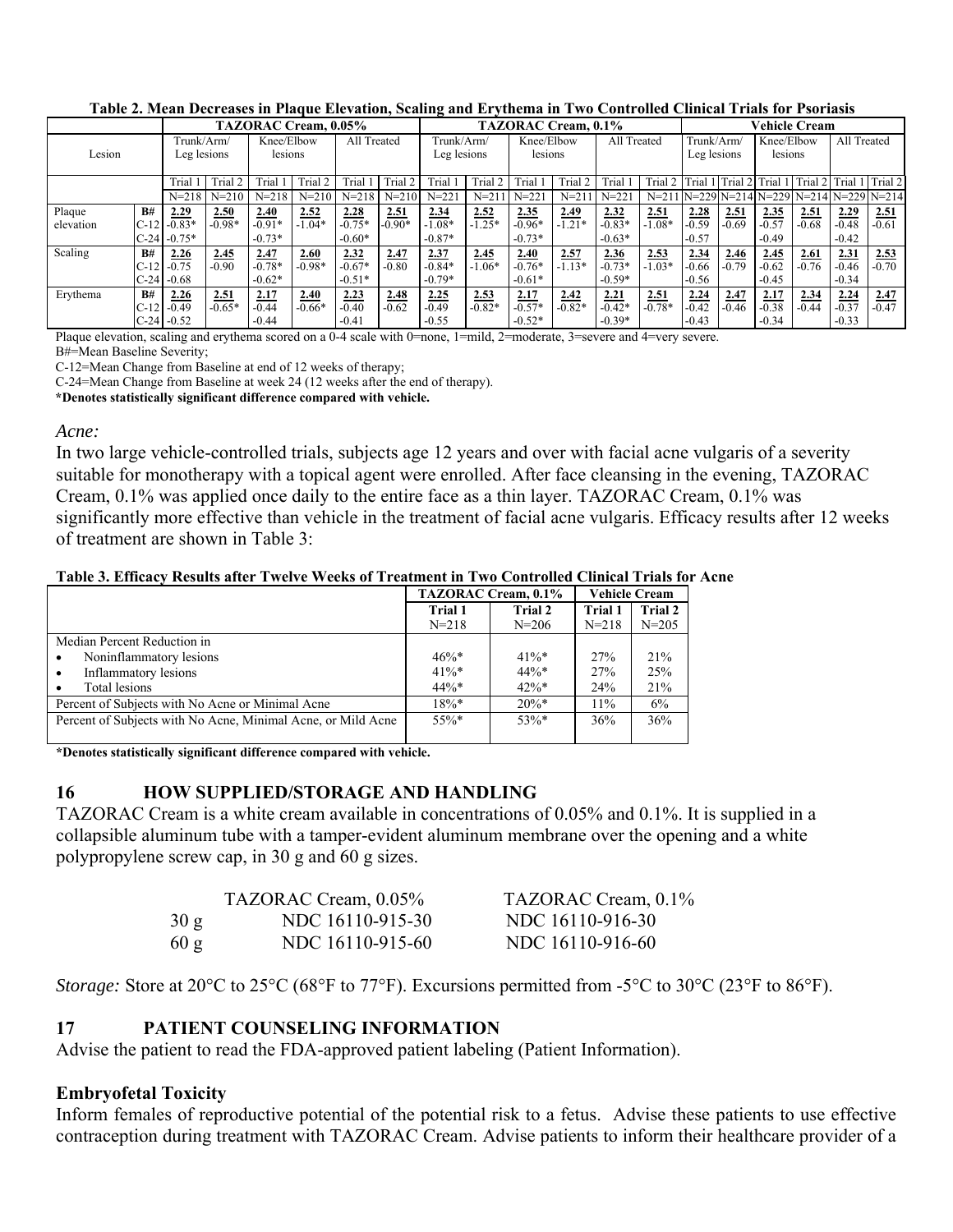**Table 2. Mean Decreases in Plaque Elevation, Scaling and Erythema in Two Controlled Clinical Trials for Psoriasis**

| Lesion | | TAZORAC Cream, 0.05% | | | | | | TAZORAC Cream, 0.1% | | | | | | Vehicle Cream | | | | | |
|---|---|---|---|---|---|---|---|---|---|---|---|---|---|---|---|---|---|---|---|
| | | Trunk/Arm/ Leg lesions | | Knee/Elbow lesions | | All Treated | | Trunk/Arm/ Leg lesions | | Knee/Elbow lesions | | All Treated | | Trunk/Arm/ Leg lesions | | Knee/Elbow lesions | | All Treated | |
| | | Trial 1 | Trial 2 | Trial 1 | Trial 2 | Trial 1 | Trial 2 | Trial 1 | Trial 2 | Trial 1 | Trial 2 | Trial 1 | Trial 2 | Trial 1 | Trial 2 | Trial 1 | Trial 2 | Trial 1 | Trial 2 |
| | | N=218 | N=210 | N=218 | N=210 | N=218 | N=210 | N=221 | N=211 | N=221 | N=211 | N=221 | N=211 | N=229 | N=214 | N=229 | N=214 | N=229 | N=214 |
| Plaque elevation | B# | 2.29 | 2.50 | 2.40 | 2.52 | 2.28 | 2.51 | 2.34 | 2.52 | 2.35 | 2.49 | 2.32 | 2.51 | 2.28 | 2.51 | 2.35 | 2.51 | 2.29 | 2.51 |
| | C-12 | -0.83* | -0.98* | -0.91* | -1.04* | -0.75* | -0.90* | -1.08* | -1.25* | -0.96* | -1.21* | -0.83* | -1.08* | -0.59 | -0.69 | -0.57 | -0.68 | -0.48 | -0.61 |
| | C-24 | -0.75* | | -0.73* | | -0.60* | | -0.87* | | -0.73* | | -0.63* | | -0.57 | | -0.49 | | -0.42 | |
| Scaling | B# | 2.26 | 2.45 | 2.47 | 2.60 | 2.32 | 2.47 | 2.37 | 2.45 | 2.40 | 2.57 | 2.36 | 2.53 | 2.34 | 2.46 | 2.45 | 2.61 | 2.31 | 2.53 |
| | C-12 | -0.75 | -0.90 | -0.78* | -0.98* | -0.67* | -0.80 | -0.84* | -1.06* | -0.76* | -1.13* | -0.73* | -1.03* | -0.66 | -0.79 | -0.62 | -0.76 | -0.46 | -0.70 |
| | C-24 | -0.68 | | -0.62* | | -0.51* | | -0.79* | | -0.61* | | -0.59* | | -0.56 | | -0.45 | | -0.34 | |
| Erythema | B# | 2.26 | 2.51 | 2.17 | 2.40 | 2.23 | 2.48 | 2.25 | 2.53 | 2.17 | 2.42 | 2.21 | 2.51 | 2.24 | 2.47 | 2.17 | 2.34 | 2.24 | 2.47 |
| | C-12 | -0.49 | -0.65* | -0.44 | -0.66* | -0.40 | -0.62 | -0.49 | -0.82* | -0.57* | -0.82* | -0.42* | -0.78* | -0.42 | -0.46 | -0.38 | -0.44 | -0.37 | -0.47 |
| | C-24 | -0.52 | | -0.44 | | -0.41 | | -0.55 | | -0.52* | | -0.39* | | -0.43 | | -0.34 | | -0.33 | |

Plaque elevation, scaling and erythema scored on a 0-4 scale with 0=none, 1=mild, 2=moderate, 3=severe and 4=very severe.

B#=Mean Baseline Severity;

C-12=Mean Change from Baseline at end of 12 weeks of therapy;

C-24=Mean Change from Baseline at week 24 (12 weeks after the end of therapy).

**\*Denotes statistically significant difference compared with vehicle.**

*Acne:*

In two large vehicle-controlled trials, subjects age 12 years and over with facial acne vulgaris of a severity suitable for monotherapy with a topical agent were enrolled. After face cleansing in the evening, TAZORAC Cream, 0.1% was applied once daily to the entire face as a thin layer. TAZORAC Cream, 0.1% was significantly more effective than vehicle in the treatment of facial acne vulgaris. Efficacy results after 12 weeks of treatment are shown in Table 3:

**Table 3. Efficacy Results after Twelve Weeks of Treatment in Two Controlled Clinical Trials for Acne**

| | TAZORAC Cream, 0.1% | | Vehicle Cream | |
|---|---|---|---|---|
| | Trial 1 N=218 | Trial 2 N=206 | Trial 1 N=218 | Trial 2 N=205 |
| Median Percent Reduction in | | | | |
| • Noninflammatory lesions | 46%* | 41%* | 27% | 21% |
| • Inflammatory lesions | 41%* | 44%* | 27% | 25% |
| • Total lesions | 44%* | 42%* | 24% | 21% |
| Percent of Subjects with No Acne or Minimal Acne | 18%* | 20%* | 11% | 6% |
| Percent of Subjects with No Acne, Minimal Acne, or Mild Acne | 55%* | 53%* | 36% | 36% |

**\*Denotes statistically significant difference compared with vehicle.**

## 16 HOW SUPPLIED/STORAGE AND HANDLING

TAZORAC Cream is a white cream available in concentrations of 0.05% and 0.1%. It is supplied in a collapsible aluminum tube with a tamper-evident aluminum membrane over the opening and a white polypropylene screw cap, in 30 g and 60 g sizes.

| | TAZORAC Cream, 0.05% | TAZORAC Cream, 0.1% |
|---|---|---|
| 30 g | NDC 16110-915-30 | NDC 16110-916-30 |
| 60 g | NDC 16110-915-60 | NDC 16110-916-60 |

*Storage:* Store at 20°C to 25°C (68°F to 77°F). Excursions permitted from -5°C to 30°C (23°F to 86°F).

## 17 PATIENT COUNSELING INFORMATION

Advise the patient to read the FDA-approved patient labeling (Patient Information).

### Embryofetal Toxicity

Inform females of reproductive potential of the potential risk to a fetus. Advise these patients to use effective contraception during treatment with TAZORAC Cream. Advise patients to inform their healthcare provider of a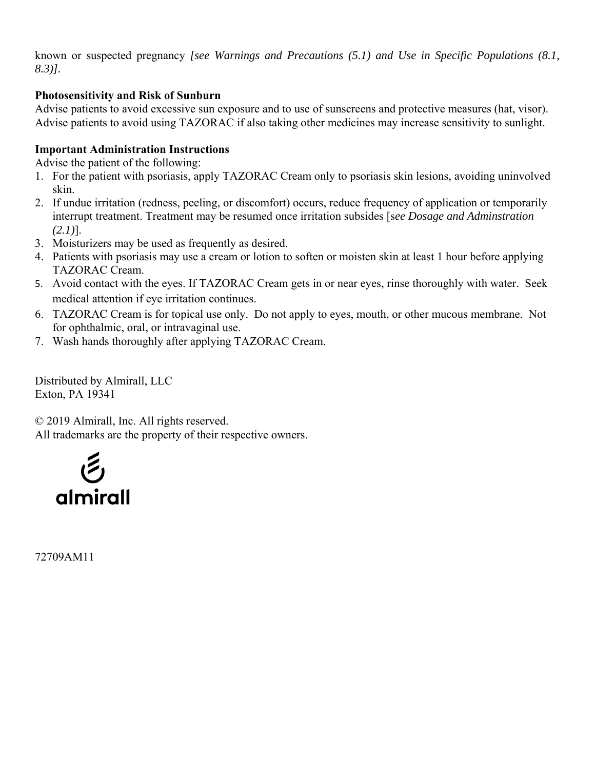known or suspected pregnancy *[see Warnings and Precautions (5.1) and Use in Specific Populations (8.1, 8.3)]*.

**Photosensitivity and Risk of Sunburn**

Advise patients to avoid excessive sun exposure and to use of sunscreens and protective measures (hat, visor). Advise patients to avoid using TAZORAC if also taking other medicines may increase sensitivity to sunlight.

**Important Administration Instructions**

Advise the patient of the following:

1. For the patient with psoriasis, apply TAZORAC Cream only to psoriasis skin lesions, avoiding uninvolved skin.
2. If undue irritation (redness, peeling, or discomfort) occurs, reduce frequency of application or temporarily interrupt treatment. Treatment may be resumed once irritation subsides [s*ee Dosage and Adminstration (2.1)*].
3. Moisturizers may be used as frequently as desired.
4. Patients with psoriasis may use a cream or lotion to soften or moisten skin at least 1 hour before applying TAZORAC Cream.
5. Avoid contact with the eyes. If TAZORAC Cream gets in or near eyes, rinse thoroughly with water. Seek medical attention if eye irritation continues.
6. TAZORAC Cream is for topical use only. Do not apply to eyes, mouth, or other mucous membrane. Not for ophthalmic, oral, or intravaginal use.
7. Wash hands thoroughly after applying TAZORAC Cream.

Distributed by Almirall, LLC
Exton, PA 19341

© 2019 Almirall, Inc. All rights reserved.
All trademarks are the property of their respective owners.

almirall

72709AM11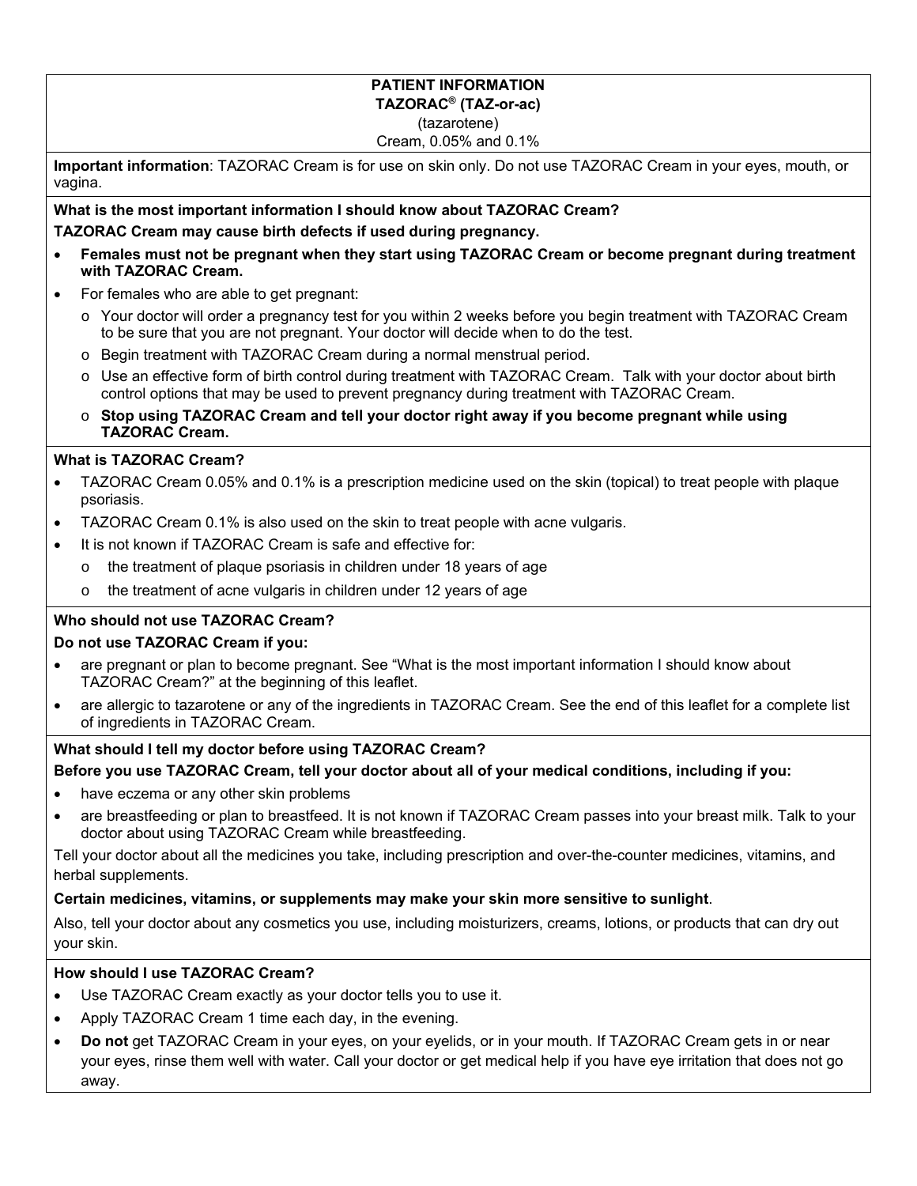**PATIENT INFORMATION**
**TAZORAC® (TAZ-or-ac)**
(tazarotene)
Cream, 0.05% and 0.1%

**Important information**: TAZORAC Cream is for use on skin only. Do not use TAZORAC Cream in your eyes, mouth, or vagina.

**What is the most important information I should know about TAZORAC Cream?**

**TAZORAC Cream may cause birth defects if used during pregnancy.**

- **Females must not be pregnant when they start using TAZORAC Cream or become pregnant during treatment with TAZORAC Cream.**
- For females who are able to get pregnant:
  - Your doctor will order a pregnancy test for you within 2 weeks before you begin treatment with TAZORAC Cream to be sure that you are not pregnant. Your doctor will decide when to do the test.
  - Begin treatment with TAZORAC Cream during a normal menstrual period.
  - Use an effective form of birth control during treatment with TAZORAC Cream. Talk with your doctor about birth control options that may be used to prevent pregnancy during treatment with TAZORAC Cream.
  - **Stop using TAZORAC Cream and tell your doctor right away if you become pregnant while using TAZORAC Cream.**

**What is TAZORAC Cream?**

- TAZORAC Cream 0.05% and 0.1% is a prescription medicine used on the skin (topical) to treat people with plaque psoriasis.
- TAZORAC Cream 0.1% is also used on the skin to treat people with acne vulgaris.
- It is not known if TAZORAC Cream is safe and effective for:
  - the treatment of plaque psoriasis in children under 18 years of age
  - the treatment of acne vulgaris in children under 12 years of age

**Who should not use TAZORAC Cream?**

**Do not use TAZORAC Cream if you:**

- are pregnant or plan to become pregnant. See "What is the most important information I should know about TAZORAC Cream?" at the beginning of this leaflet.
- are allergic to tazarotene or any of the ingredients in TAZORAC Cream. See the end of this leaflet for a complete list of ingredients in TAZORAC Cream.

**What should I tell my doctor before using TAZORAC Cream?**

**Before you use TAZORAC Cream, tell your doctor about all of your medical conditions, including if you:**

- have eczema or any other skin problems
- are breastfeeding or plan to breastfeed. It is not known if TAZORAC Cream passes into your breast milk. Talk to your doctor about using TAZORAC Cream while breastfeeding.

Tell your doctor about all the medicines you take, including prescription and over-the-counter medicines, vitamins, and herbal supplements.

**Certain medicines, vitamins, or supplements may make your skin more sensitive to sunlight**.

Also, tell your doctor about any cosmetics you use, including moisturizers, creams, lotions, or products that can dry out your skin.

**How should I use TAZORAC Cream?**

- Use TAZORAC Cream exactly as your doctor tells you to use it.
- Apply TAZORAC Cream 1 time each day, in the evening.
- **Do not** get TAZORAC Cream in your eyes, on your eyelids, or in your mouth. If TAZORAC Cream gets in or near your eyes, rinse them well with water. Call your doctor or get medical help if you have eye irritation that does not go away.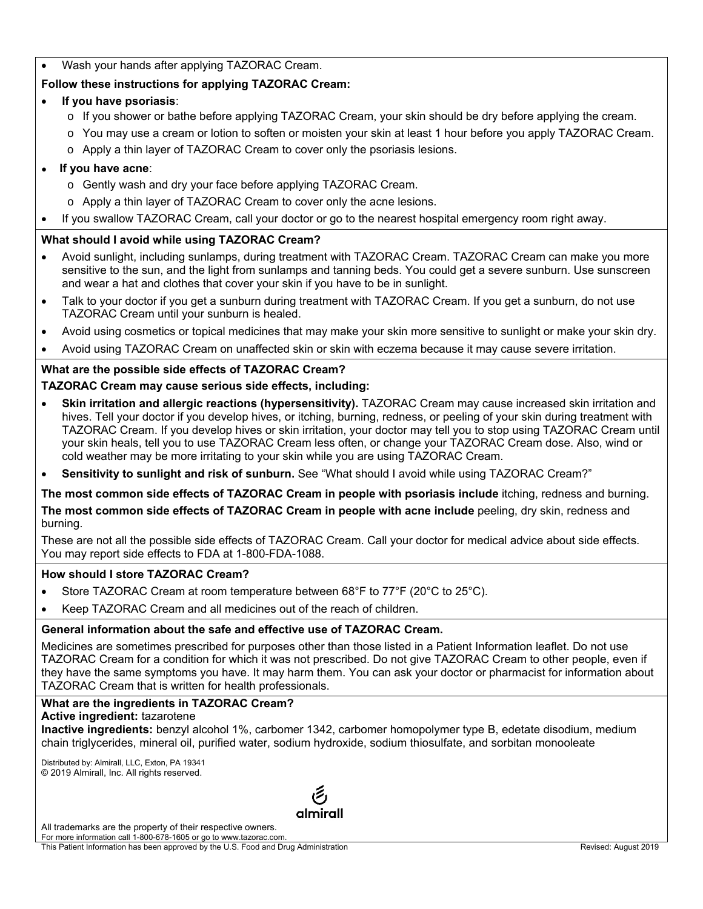- Wash your hands after applying TAZORAC Cream.

**Follow these instructions for applying TAZORAC Cream:**

- **If you have psoriasis**:
  - If you shower or bathe before applying TAZORAC Cream, your skin should be dry before applying the cream.
  - You may use a cream or lotion to soften or moisten your skin at least 1 hour before you apply TAZORAC Cream.
  - Apply a thin layer of TAZORAC Cream to cover only the psoriasis lesions.
- **If you have acne**:
  - Gently wash and dry your face before applying TAZORAC Cream.
  - Apply a thin layer of TAZORAC Cream to cover only the acne lesions.
- If you swallow TAZORAC Cream, call your doctor or go to the nearest hospital emergency room right away.

**What should I avoid while using TAZORAC Cream?**

- Avoid sunlight, including sunlamps, during treatment with TAZORAC Cream. TAZORAC Cream can make you more sensitive to the sun, and the light from sunlamps and tanning beds. You could get a severe sunburn. Use sunscreen and wear a hat and clothes that cover your skin if you have to be in sunlight.
- Talk to your doctor if you get a sunburn during treatment with TAZORAC Cream. If you get a sunburn, do not use TAZORAC Cream until your sunburn is healed.
- Avoid using cosmetics or topical medicines that may make your skin more sensitive to sunlight or make your skin dry.
- Avoid using TAZORAC Cream on unaffected skin or skin with eczema because it may cause severe irritation.

**What are the possible side effects of TAZORAC Cream?**

**TAZORAC Cream may cause serious side effects, including:**

- **Skin irritation and allergic reactions (hypersensitivity).** TAZORAC Cream may cause increased skin irritation and hives. Tell your doctor if you develop hives, or itching, burning, redness, or peeling of your skin during treatment with TAZORAC Cream. If you develop hives or skin irritation, your doctor may tell you to stop using TAZORAC Cream until your skin heals, tell you to use TAZORAC Cream less often, or change your TAZORAC Cream dose. Also, wind or cold weather may be more irritating to your skin while you are using TAZORAC Cream.
- **Sensitivity to sunlight and risk of sunburn.** See "What should I avoid while using TAZORAC Cream?"

**The most common side effects of TAZORAC Cream in people with psoriasis include** itching, redness and burning.

**The most common side effects of TAZORAC Cream in people with acne include** peeling, dry skin, redness and burning.

These are not all the possible side effects of TAZORAC Cream. Call your doctor for medical advice about side effects. You may report side effects to FDA at 1-800-FDA-1088.

**How should I store TAZORAC Cream?**

- Store TAZORAC Cream at room temperature between 68°F to 77°F (20°C to 25°C).
- Keep TAZORAC Cream and all medicines out of the reach of children.

**General information about the safe and effective use of TAZORAC Cream.**

Medicines are sometimes prescribed for purposes other than those listed in a Patient Information leaflet. Do not use TAZORAC Cream for a condition for which it was not prescribed. Do not give TAZORAC Cream to other people, even if they have the same symptoms you have. It may harm them. You can ask your doctor or pharmacist for information about TAZORAC Cream that is written for health professionals.

**What are the ingredients in TAZORAC Cream?**

**Active ingredient:** tazarotene

**Inactive ingredients:** benzyl alcohol 1%, carbomer 1342, carbomer homopolymer type B, edetate disodium, medium chain triglycerides, mineral oil, purified water, sodium hydroxide, sodium thiosulfate, and sorbitan monooleate

Distributed by: Almirall, LLC, Exton, PA 19341
© 2019 Almirall, Inc. All rights reserved.

almirall

All trademarks are the property of their respective owners.
For more information call 1-800-678-1605 or go to www.tazorac.com.
This Patient Information has been approved by the U.S. Food and Drug Administration Revised: August 2019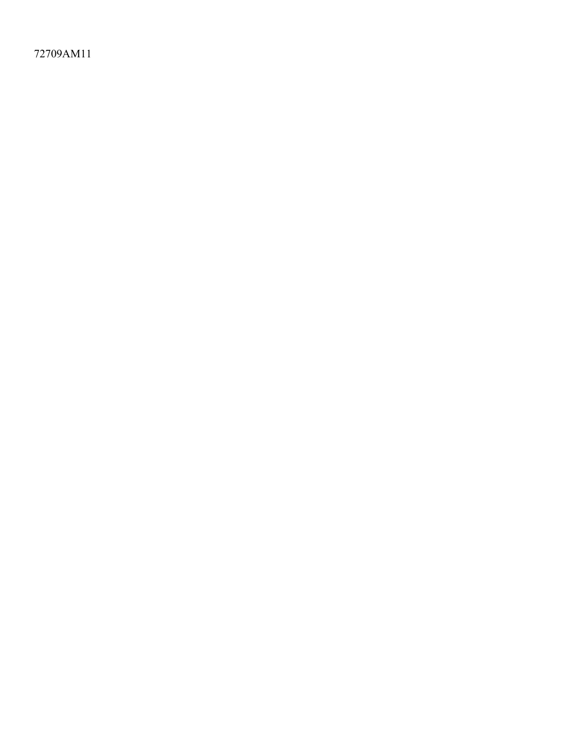72709AM11